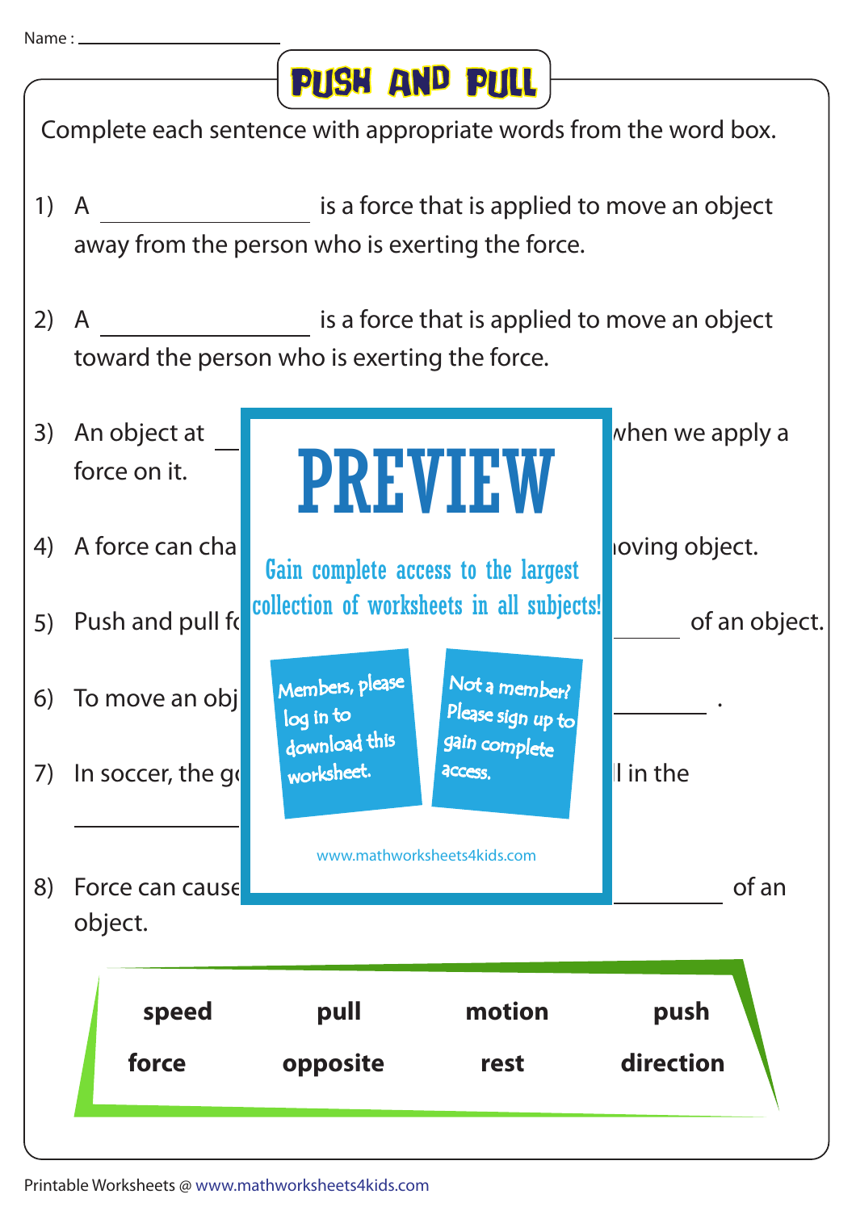Name : ______________________

# PUSH AND PULL

Complete each sentence with appropriate words from the word box.

1) A ______________ is a force that is applied to move an object away from the person who is exerting the force.

2) A ______________ is a force that is applied to move an object toward the person who is exerting the force.

3) An object at ______ when we apply a force on it.

4) A force can cha ______ oving object.

5) Push and pull fo ______ of an object.

6) To move an obj ______ .

7) In soccer, the go ______ l in the ______________

8) Force can cause ______ of an object.

PREVIEW

Gain complete access to the largest collection of worksheets in all subjects!

Members, please log in to download this worksheet.

Not a member? Please sign up to gain complete access.

www.mathworksheets4kids.com

| | | | |
|---|---|---|---|
| **speed** | **pull** | **motion** | **push** |
| **force** | **opposite** | **rest** | **direction** |

Printable Worksheets @ www.mathworksheets4kids.com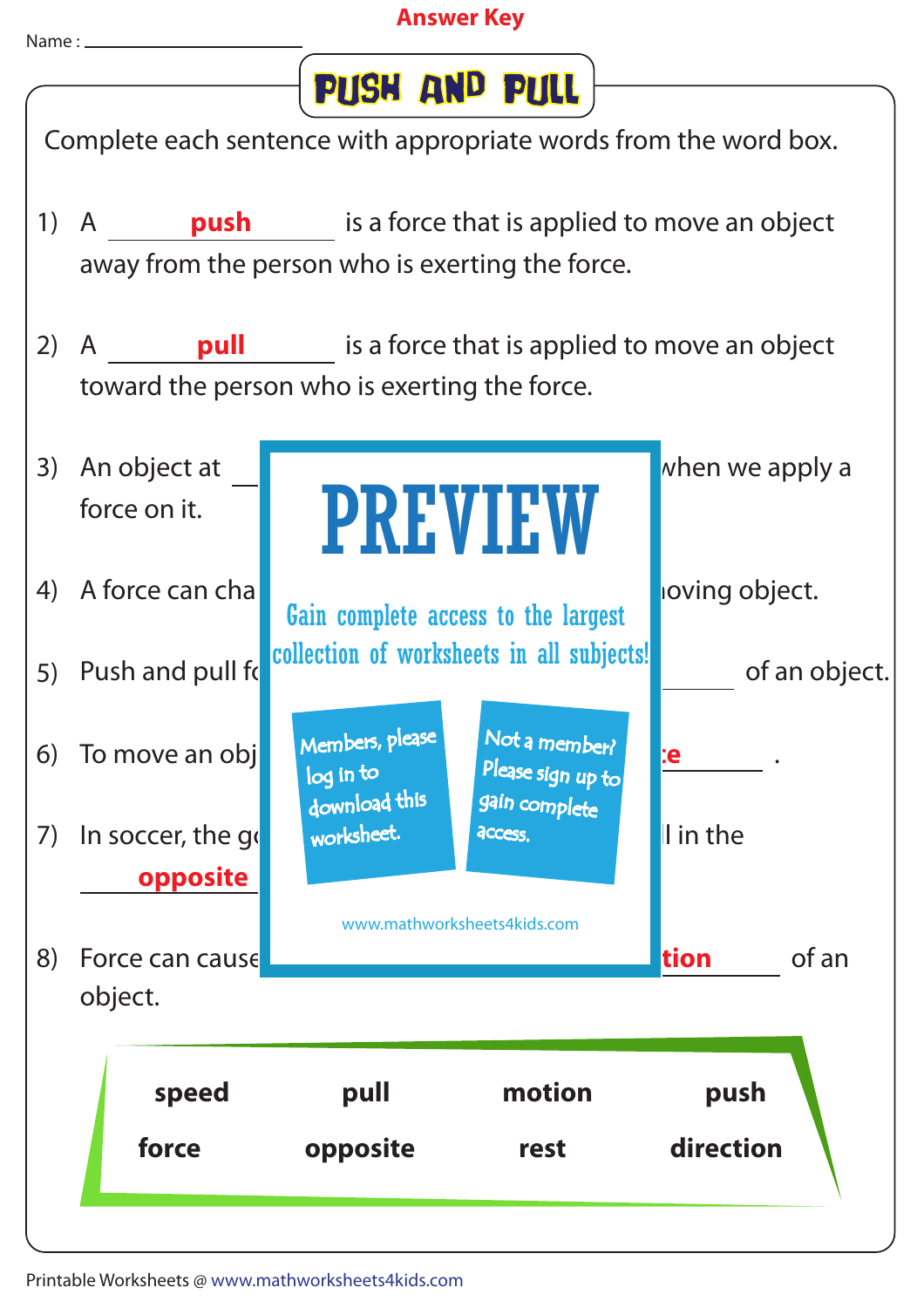Answer Key

Name : ____________________

# PUSH AND PULL

Complete each sentence with appropriate words from the word box.

1) A **push** is a force that is applied to move an object away from the person who is exerting the force.

2) A **pull** is a force that is applied to move an object toward the person who is exerting the force.

3) An object at ______ when we apply a force on it.

4) A force can cha ______ oving object.

5) Push and pull fo ______ of an object.

6) To move an obj ______ **e** .

7) In soccer, the g ______ l in the **opposite**

8) Force can cause ______ **tion** of an object.

PREVIEW

Gain complete access to the largest collection of worksheets in all subjects!

Members, please log in to download this worksheet.

Not a member? Please sign up to gain complete access.

www.mathworksheets4kids.com

| | | | |
|---|---|---|---|
| **speed** | **pull** | **motion** | **push** |
| **force** | **opposite** | **rest** | **direction** |

Printable Worksheets @ www.mathworksheets4kids.com